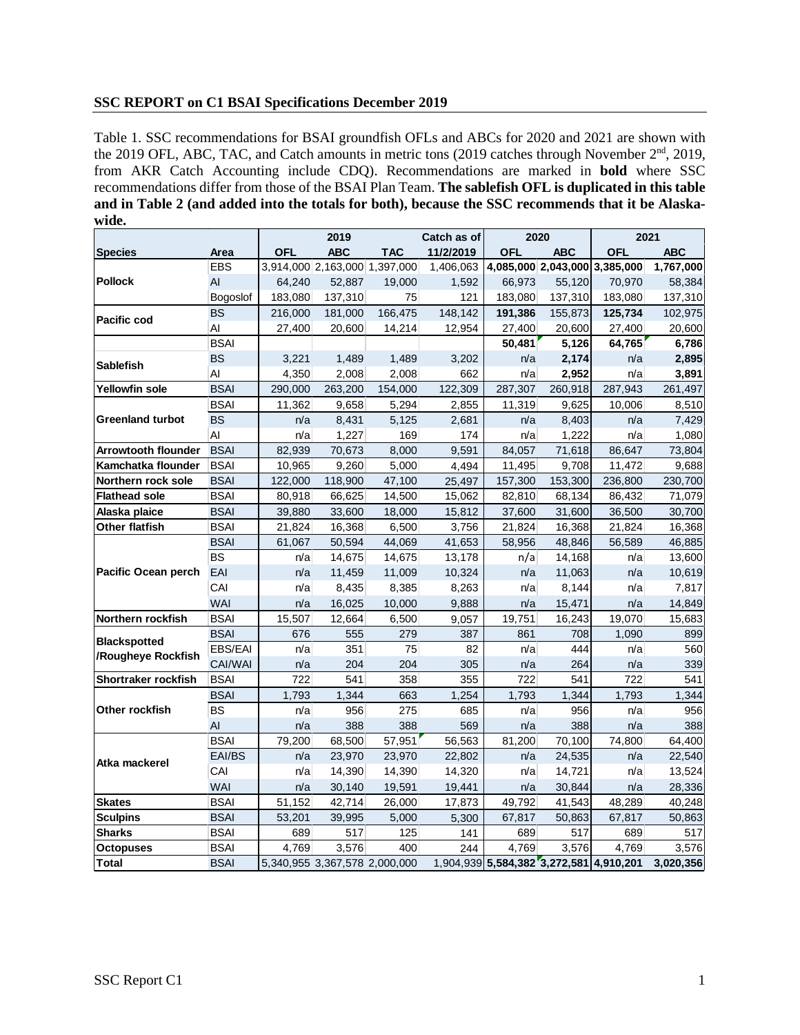**SSC REPORT on C1 BSAI Specifications December 2019**

Table 1. SSC recommendations for BSAI groundfish OFLs and ABCs for 2020 and 2021 are shown with the 2019 OFL, ABC, TAC, and Catch amounts in metric tons (2019 catches through November 2nd, 2019, from AKR Catch Accounting include CDQ). Recommendations are marked in **bold** where SSC recommendations differ from those of the BSAI Plan Team. **The sablefish OFL is duplicated in this table and in Table 2 (and added into the totals for both), because the SSC recommends that it be Alaska-wide.**

| | | 2019 | | | Catch as of | 2020 | | 2021 | |
|---|---|---|---|---|---|---|---|---|---|
| **Species** | **Area** | **OFL** | **ABC** | **TAC** | **11/2/2019** | **OFL** | **ABC** | **OFL** | **ABC** |
| **Pollock** | EBS | 3,914,000 | 2,163,000 | 1,397,000 | 1,406,063 | **4,085,000** | **2,043,000** | **3,385,000** | **1,767,000** |
| | AI | 64,240 | 52,887 | 19,000 | 1,592 | 66,973 | 55,120 | 70,970 | 58,384 |
| | Bogoslof | 183,080 | 137,310 | 75 | 121 | 183,080 | 137,310 | 183,080 | 137,310 |
| **Pacific cod** | BS | 216,000 | 181,000 | 166,475 | 148,142 | **191,386** | 155,873 | **125,734** | 102,975 |
| | AI | 27,400 | 20,600 | 14,214 | 12,954 | 27,400 | 20,600 | 27,400 | 20,600 |
| **Sablefish** | BSAI | | | | | **50,481** | **5,126** | **64,765** | **6,786** |
| | BS | 3,221 | 1,489 | 1,489 | 3,202 | n/a | **2,174** | n/a | **2,895** |
| | AI | 4,350 | 2,008 | 2,008 | 662 | n/a | **2,952** | n/a | **3,891** |
| **Yellowfin sole** | BSAI | 290,000 | 263,200 | 154,000 | 122,309 | 287,307 | 260,918 | 287,943 | 261,497 |
| **Greenland turbot** | BSAI | 11,362 | 9,658 | 5,294 | 2,855 | 11,319 | 9,625 | 10,006 | 8,510 |
| | BS | n/a | 8,431 | 5,125 | 2,681 | n/a | 8,403 | n/a | 7,429 |
| | AI | n/a | 1,227 | 169 | 174 | n/a | 1,222 | n/a | 1,080 |
| **Arrowtooth flounder** | BSAI | 82,939 | 70,673 | 8,000 | 9,591 | 84,057 | 71,618 | 86,647 | 73,804 |
| **Kamchatka flounder** | BSAI | 10,965 | 9,260 | 5,000 | 4,494 | 11,495 | 9,708 | 11,472 | 9,688 |
| **Northern rock sole** | BSAI | 122,000 | 118,900 | 47,100 | 25,497 | 157,300 | 153,300 | 236,800 | 230,700 |
| **Flathead sole** | BSAI | 80,918 | 66,625 | 14,500 | 15,062 | 82,810 | 68,134 | 86,432 | 71,079 |
| **Alaska plaice** | BSAI | 39,880 | 33,600 | 18,000 | 15,812 | 37,600 | 31,600 | 36,500 | 30,700 |
| **Other flatfish** | BSAI | 21,824 | 16,368 | 6,500 | 3,756 | 21,824 | 16,368 | 21,824 | 16,368 |
| **Pacific Ocean perch** | BSAI | 61,067 | 50,594 | 44,069 | 41,653 | 58,956 | 48,846 | 56,589 | 46,885 |
| | BS | n/a | 14,675 | 14,675 | 13,178 | n/a | 14,168 | n/a | 13,600 |
| | EAI | n/a | 11,459 | 11,009 | 10,324 | n/a | 11,063 | n/a | 10,619 |
| | CAI | n/a | 8,435 | 8,385 | 8,263 | n/a | 8,144 | n/a | 7,817 |
| | WAI | n/a | 16,025 | 10,000 | 9,888 | n/a | 15,471 | n/a | 14,849 |
| **Northern rockfish** | BSAI | 15,507 | 12,664 | 6,500 | 9,057 | 19,751 | 16,243 | 19,070 | 15,683 |
| **Blackspotted /Rougheye Rockfish** | BSAI | 676 | 555 | 279 | 387 | 861 | 708 | 1,090 | 899 |
| | EBS/EAI | n/a | 351 | 75 | 82 | n/a | 444 | n/a | 560 |
| | CAI/WAI | n/a | 204 | 204 | 305 | n/a | 264 | n/a | 339 |
| **Shortraker rockfish** | BSAI | 722 | 541 | 358 | 355 | 722 | 541 | 722 | 541 |
| **Other rockfish** | BSAI | 1,793 | 1,344 | 663 | 1,254 | 1,793 | 1,344 | 1,793 | 1,344 |
| | BS | n/a | 956 | 275 | 685 | n/a | 956 | n/a | 956 |
| | AI | n/a | 388 | 388 | 569 | n/a | 388 | n/a | 388 |
| **Atka mackerel** | BSAI | 79,200 | 68,500 | 57,951 | 56,563 | 81,200 | 70,100 | 74,800 | 64,400 |
| | EAI/BS | n/a | 23,970 | 23,970 | 22,802 | n/a | 24,535 | n/a | 22,540 |
| | CAI | n/a | 14,390 | 14,390 | 14,320 | n/a | 14,721 | n/a | 13,524 |
| | WAI | n/a | 30,140 | 19,591 | 19,441 | n/a | 30,844 | n/a | 28,336 |
| **Skates** | BSAI | 51,152 | 42,714 | 26,000 | 17,873 | 49,792 | 41,543 | 48,289 | 40,248 |
| **Sculpins** | BSAI | 53,201 | 39,995 | 5,000 | 5,300 | 67,817 | 50,863 | 67,817 | 50,863 |
| **Sharks** | BSAI | 689 | 517 | 125 | 141 | 689 | 517 | 689 | 517 |
| **Octopuses** | BSAI | 4,769 | 3,576 | 400 | 244 | 4,769 | 3,576 | 4,769 | 3,576 |
| **Total** | BSAI | 5,340,955 | 3,367,578 | 2,000,000 | 1,904,939 | **5,584,382** | **3,272,581** | **4,910,201** | **3,020,356** |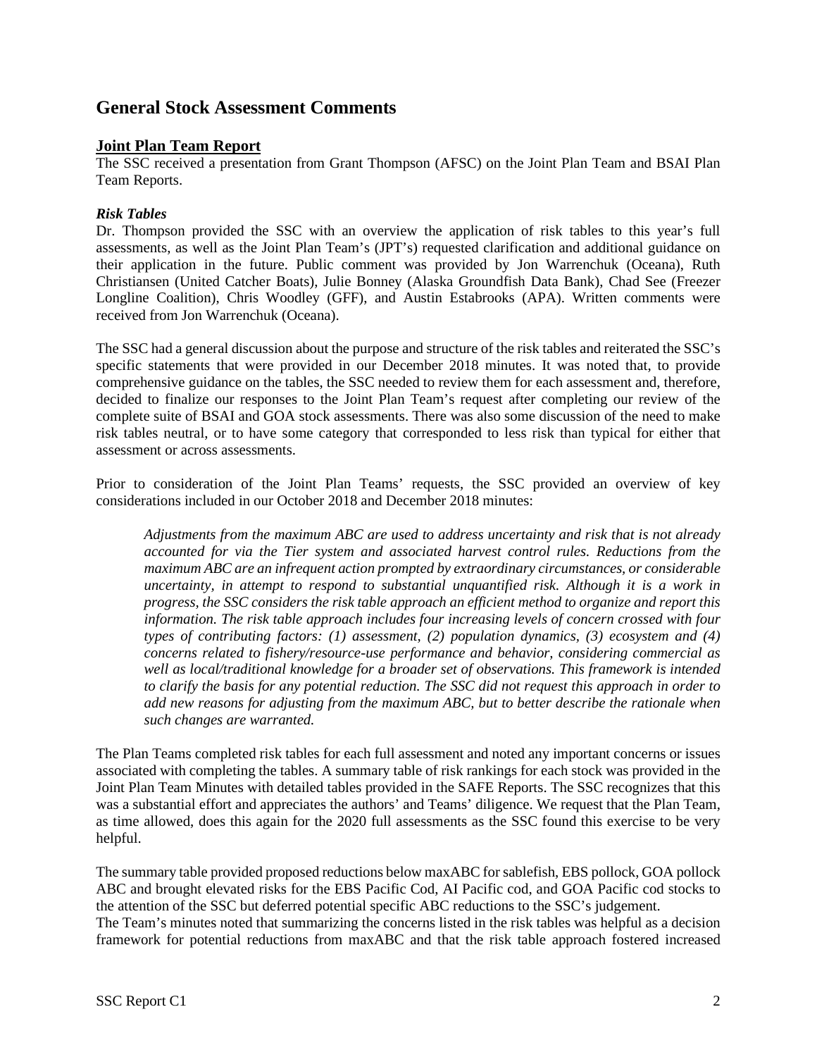# General Stock Assessment Comments

## Joint Plan Team Report

The SSC received a presentation from Grant Thompson (AFSC) on the Joint Plan Team and BSAI Plan Team Reports.

### *Risk Tables*

Dr. Thompson provided the SSC with an overview the application of risk tables to this year's full assessments, as well as the Joint Plan Team's (JPT's) requested clarification and additional guidance on their application in the future. Public comment was provided by Jon Warrenchuk (Oceana), Ruth Christiansen (United Catcher Boats), Julie Bonney (Alaska Groundfish Data Bank), Chad See (Freezer Longline Coalition), Chris Woodley (GFF), and Austin Estabrooks (APA). Written comments were received from Jon Warrenchuk (Oceana).

The SSC had a general discussion about the purpose and structure of the risk tables and reiterated the SSC's specific statements that were provided in our December 2018 minutes. It was noted that, to provide comprehensive guidance on the tables, the SSC needed to review them for each assessment and, therefore, decided to finalize our responses to the Joint Plan Team's request after completing our review of the complete suite of BSAI and GOA stock assessments. There was also some discussion of the need to make risk tables neutral, or to have some category that corresponded to less risk than typical for either that assessment or across assessments.

Prior to consideration of the Joint Plan Teams' requests, the SSC provided an overview of key considerations included in our October 2018 and December 2018 minutes:

> *Adjustments from the maximum ABC are used to address uncertainty and risk that is not already accounted for via the Tier system and associated harvest control rules. Reductions from the maximum ABC are an infrequent action prompted by extraordinary circumstances, or considerable uncertainty, in attempt to respond to substantial unquantified risk. Although it is a work in progress, the SSC considers the risk table approach an efficient method to organize and report this information. The risk table approach includes four increasing levels of concern crossed with four types of contributing factors: (1) assessment, (2) population dynamics, (3) ecosystem and (4) concerns related to fishery/resource-use performance and behavior, considering commercial as well as local/traditional knowledge for a broader set of observations. This framework is intended to clarify the basis for any potential reduction. The SSC did not request this approach in order to add new reasons for adjusting from the maximum ABC, but to better describe the rationale when such changes are warranted.*

The Plan Teams completed risk tables for each full assessment and noted any important concerns or issues associated with completing the tables. A summary table of risk rankings for each stock was provided in the Joint Plan Team Minutes with detailed tables provided in the SAFE Reports. The SSC recognizes that this was a substantial effort and appreciates the authors' and Teams' diligence. We request that the Plan Team, as time allowed, does this again for the 2020 full assessments as the SSC found this exercise to be very helpful.

The summary table provided proposed reductions below maxABC for sablefish, EBS pollock, GOA pollock ABC and brought elevated risks for the EBS Pacific Cod, AI Pacific cod, and GOA Pacific cod stocks to the attention of the SSC but deferred potential specific ABC reductions to the SSC's judgement.
The Team's minutes noted that summarizing the concerns listed in the risk tables was helpful as a decision framework for potential reductions from maxABC and that the risk table approach fostered increased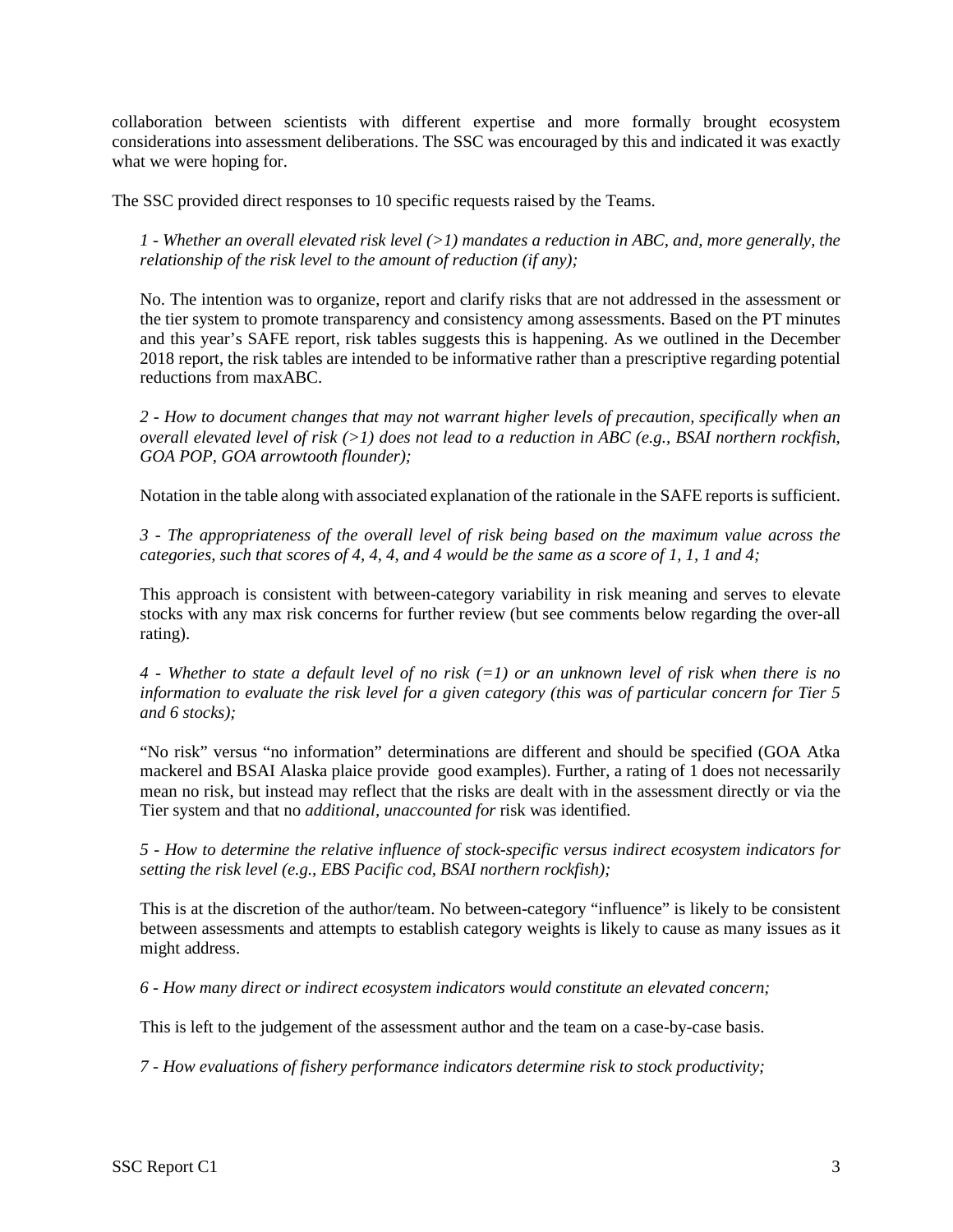collaboration between scientists with different expertise and more formally brought ecosystem considerations into assessment deliberations. The SSC was encouraged by this and indicated it was exactly what we were hoping for.

The SSC provided direct responses to 10 specific requests raised by the Teams.

*1 - Whether an overall elevated risk level (>1) mandates a reduction in ABC, and, more generally, the relationship of the risk level to the amount of reduction (if any);*

No. The intention was to organize, report and clarify risks that are not addressed in the assessment or the tier system to promote transparency and consistency among assessments. Based on the PT minutes and this year's SAFE report, risk tables suggests this is happening. As we outlined in the December 2018 report, the risk tables are intended to be informative rather than a prescriptive regarding potential reductions from maxABC.

*2 - How to document changes that may not warrant higher levels of precaution, specifically when an overall elevated level of risk (>1) does not lead to a reduction in ABC (e.g., BSAI northern rockfish, GOA POP, GOA arrowtooth flounder);*

Notation in the table along with associated explanation of the rationale in the SAFE reports is sufficient.

*3 - The appropriateness of the overall level of risk being based on the maximum value across the categories, such that scores of 4, 4, 4, and 4 would be the same as a score of 1, 1, 1 and 4;*

This approach is consistent with between-category variability in risk meaning and serves to elevate stocks with any max risk concerns for further review (but see comments below regarding the over-all rating).

*4 - Whether to state a default level of no risk (=1) or an unknown level of risk when there is no information to evaluate the risk level for a given category (this was of particular concern for Tier 5 and 6 stocks);*

"No risk" versus "no information" determinations are different and should be specified (GOA Atka mackerel and BSAI Alaska plaice provide good examples). Further, a rating of 1 does not necessarily mean no risk, but instead may reflect that the risks are dealt with in the assessment directly or via the Tier system and that no *additional, unaccounted for* risk was identified.

*5 - How to determine the relative influence of stock-specific versus indirect ecosystem indicators for setting the risk level (e.g., EBS Pacific cod, BSAI northern rockfish);*

This is at the discretion of the author/team. No between-category "influence" is likely to be consistent between assessments and attempts to establish category weights is likely to cause as many issues as it might address.

*6 - How many direct or indirect ecosystem indicators would constitute an elevated concern;*

This is left to the judgement of the assessment author and the team on a case-by-case basis.

*7 - How evaluations of fishery performance indicators determine risk to stock productivity;*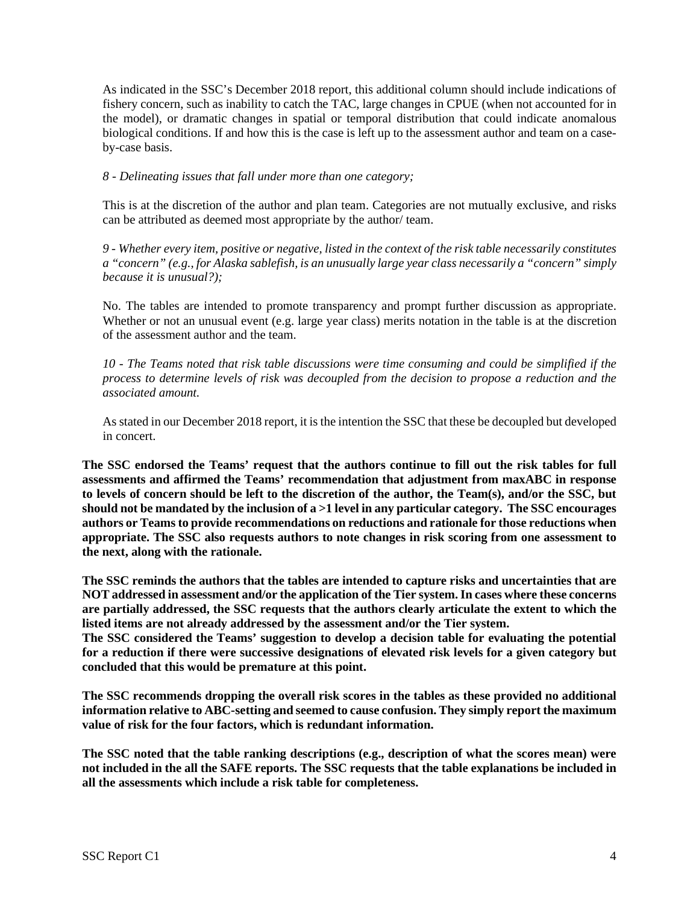As indicated in the SSC's December 2018 report, this additional column should include indications of fishery concern, such as inability to catch the TAC, large changes in CPUE (when not accounted for in the model), or dramatic changes in spatial or temporal distribution that could indicate anomalous biological conditions. If and how this is the case is left up to the assessment author and team on a case-by-case basis.

*8 - Delineating issues that fall under more than one category;*

This is at the discretion of the author and plan team. Categories are not mutually exclusive, and risks can be attributed as deemed most appropriate by the author/ team.

*9 - Whether every item, positive or negative, listed in the context of the risk table necessarily constitutes a "concern" (e.g., for Alaska sablefish, is an unusually large year class necessarily a "concern" simply because it is unusual?);*

No. The tables are intended to promote transparency and prompt further discussion as appropriate. Whether or not an unusual event (e.g. large year class) merits notation in the table is at the discretion of the assessment author and the team.

*10 - The Teams noted that risk table discussions were time consuming and could be simplified if the process to determine levels of risk was decoupled from the decision to propose a reduction and the associated amount.*

As stated in our December 2018 report, it is the intention the SSC that these be decoupled but developed in concert.

**The SSC endorsed the Teams' request that the authors continue to fill out the risk tables for full assessments and affirmed the Teams' recommendation that adjustment from maxABC in response to levels of concern should be left to the discretion of the author, the Team(s), and/or the SSC, but should not be mandated by the inclusion of a >1 level in any particular category. The SSC encourages authors or Teams to provide recommendations on reductions and rationale for those reductions when appropriate. The SSC also requests authors to note changes in risk scoring from one assessment to the next, along with the rationale.**

**The SSC reminds the authors that the tables are intended to capture risks and uncertainties that are NOT addressed in assessment and/or the application of the Tier system. In cases where these concerns are partially addressed, the SSC requests that the authors clearly articulate the extent to which the listed items are not already addressed by the assessment and/or the Tier system.**

**The SSC considered the Teams' suggestion to develop a decision table for evaluating the potential for a reduction if there were successive designations of elevated risk levels for a given category but concluded that this would be premature at this point.**

**The SSC recommends dropping the overall risk scores in the tables as these provided no additional information relative to ABC-setting and seemed to cause confusion. They simply report the maximum value of risk for the four factors, which is redundant information.**

**The SSC noted that the table ranking descriptions (e.g., description of what the scores mean) were not included in the all the SAFE reports. The SSC requests that the table explanations be included in all the assessments which include a risk table for completeness.**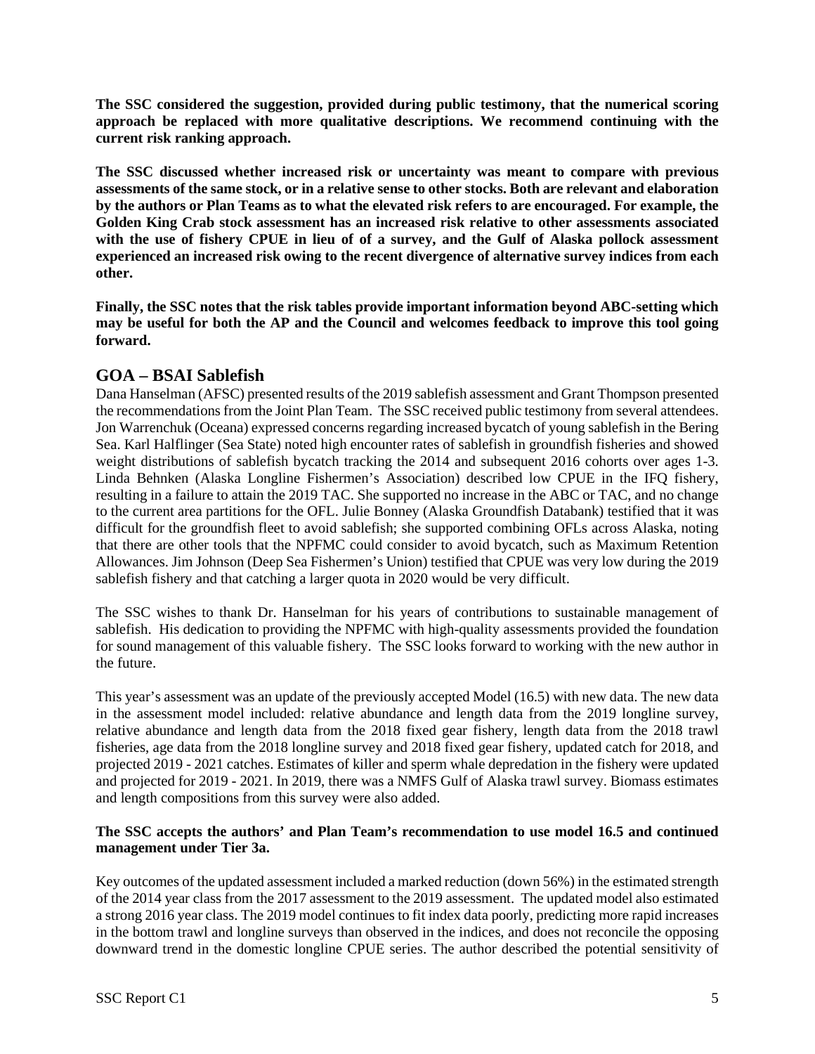**The SSC considered the suggestion, provided during public testimony, that the numerical scoring approach be replaced with more qualitative descriptions. We recommend continuing with the current risk ranking approach.**

**The SSC discussed whether increased risk or uncertainty was meant to compare with previous assessments of the same stock, or in a relative sense to other stocks. Both are relevant and elaboration by the authors or Plan Teams as to what the elevated risk refers to are encouraged. For example, the Golden King Crab stock assessment has an increased risk relative to other assessments associated with the use of fishery CPUE in lieu of of a survey, and the Gulf of Alaska pollock assessment experienced an increased risk owing to the recent divergence of alternative survey indices from each other.**

**Finally, the SSC notes that the risk tables provide important information beyond ABC-setting which may be useful for both the AP and the Council and welcomes feedback to improve this tool going forward.**

## GOA – BSAI Sablefish

Dana Hanselman (AFSC) presented results of the 2019 sablefish assessment and Grant Thompson presented the recommendations from the Joint Plan Team. The SSC received public testimony from several attendees. Jon Warrenchuk (Oceana) expressed concerns regarding increased bycatch of young sablefish in the Bering Sea. Karl Halflinger (Sea State) noted high encounter rates of sablefish in groundfish fisheries and showed weight distributions of sablefish bycatch tracking the 2014 and subsequent 2016 cohorts over ages 1-3. Linda Behnken (Alaska Longline Fishermen's Association) described low CPUE in the IFQ fishery, resulting in a failure to attain the 2019 TAC. She supported no increase in the ABC or TAC, and no change to the current area partitions for the OFL. Julie Bonney (Alaska Groundfish Databank) testified that it was difficult for the groundfish fleet to avoid sablefish; she supported combining OFLs across Alaska, noting that there are other tools that the NPFMC could consider to avoid bycatch, such as Maximum Retention Allowances. Jim Johnson (Deep Sea Fishermen's Union) testified that CPUE was very low during the 2019 sablefish fishery and that catching a larger quota in 2020 would be very difficult.

The SSC wishes to thank Dr. Hanselman for his years of contributions to sustainable management of sablefish. His dedication to providing the NPFMC with high-quality assessments provided the foundation for sound management of this valuable fishery. The SSC looks forward to working with the new author in the future.

This year's assessment was an update of the previously accepted Model (16.5) with new data. The new data in the assessment model included: relative abundance and length data from the 2019 longline survey, relative abundance and length data from the 2018 fixed gear fishery, length data from the 2018 trawl fisheries, age data from the 2018 longline survey and 2018 fixed gear fishery, updated catch for 2018, and projected 2019 - 2021 catches. Estimates of killer and sperm whale depredation in the fishery were updated and projected for 2019 - 2021. In 2019, there was a NMFS Gulf of Alaska trawl survey. Biomass estimates and length compositions from this survey were also added.

**The SSC accepts the authors' and Plan Team's recommendation to use model 16.5 and continued management under Tier 3a.**

Key outcomes of the updated assessment included a marked reduction (down 56%) in the estimated strength of the 2014 year class from the 2017 assessment to the 2019 assessment. The updated model also estimated a strong 2016 year class. The 2019 model continues to fit index data poorly, predicting more rapid increases in the bottom trawl and longline surveys than observed in the indices, and does not reconcile the opposing downward trend in the domestic longline CPUE series. The author described the potential sensitivity of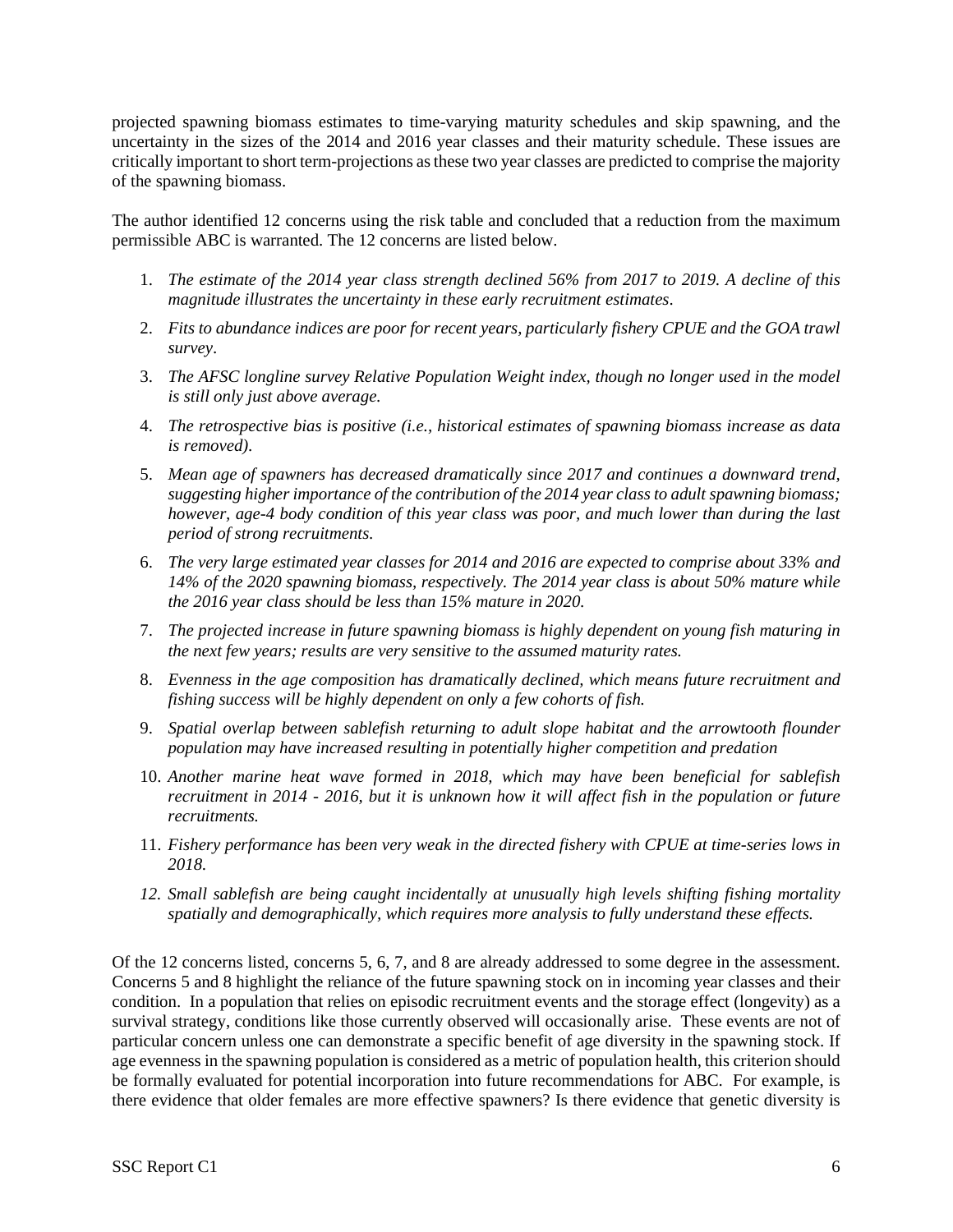projected spawning biomass estimates to time-varying maturity schedules and skip spawning, and the uncertainty in the sizes of the 2014 and 2016 year classes and their maturity schedule. These issues are critically important to short term-projections as these two year classes are predicted to comprise the majority of the spawning biomass.

The author identified 12 concerns using the risk table and concluded that a reduction from the maximum permissible ABC is warranted. The 12 concerns are listed below.

1. *The estimate of the 2014 year class strength declined 56% from 2017 to 2019. A decline of this magnitude illustrates the uncertainty in these early recruitment estimates.*
2. *Fits to abundance indices are poor for recent years, particularly fishery CPUE and the GOA trawl survey.*
3. *The AFSC longline survey Relative Population Weight index, though no longer used in the model is still only just above average.*
4. *The retrospective bias is positive (i.e., historical estimates of spawning biomass increase as data is removed).*
5. *Mean age of spawners has decreased dramatically since 2017 and continues a downward trend, suggesting higher importance of the contribution of the 2014 year class to adult spawning biomass; however, age-4 body condition of this year class was poor, and much lower than during the last period of strong recruitments.*
6. *The very large estimated year classes for 2014 and 2016 are expected to comprise about 33% and 14% of the 2020 spawning biomass, respectively. The 2014 year class is about 50% mature while the 2016 year class should be less than 15% mature in 2020.*
7. *The projected increase in future spawning biomass is highly dependent on young fish maturing in the next few years; results are very sensitive to the assumed maturity rates.*
8. *Evenness in the age composition has dramatically declined, which means future recruitment and fishing success will be highly dependent on only a few cohorts of fish.*
9. *Spatial overlap between sablefish returning to adult slope habitat and the arrowtooth flounder population may have increased resulting in potentially higher competition and predation*
10. *Another marine heat wave formed in 2018, which may have been beneficial for sablefish recruitment in 2014 - 2016, but it is unknown how it will affect fish in the population or future recruitments.*
11. *Fishery performance has been very weak in the directed fishery with CPUE at time-series lows in 2018.*
12. *Small sablefish are being caught incidentally at unusually high levels shifting fishing mortality spatially and demographically, which requires more analysis to fully understand these effects.*

Of the 12 concerns listed, concerns 5, 6, 7, and 8 are already addressed to some degree in the assessment. Concerns 5 and 8 highlight the reliance of the future spawning stock on in incoming year classes and their condition. In a population that relies on episodic recruitment events and the storage effect (longevity) as a survival strategy, conditions like those currently observed will occasionally arise. These events are not of particular concern unless one can demonstrate a specific benefit of age diversity in the spawning stock. If age evenness in the spawning population is considered as a metric of population health, this criterion should be formally evaluated for potential incorporation into future recommendations for ABC. For example, is there evidence that older females are more effective spawners? Is there evidence that genetic diversity is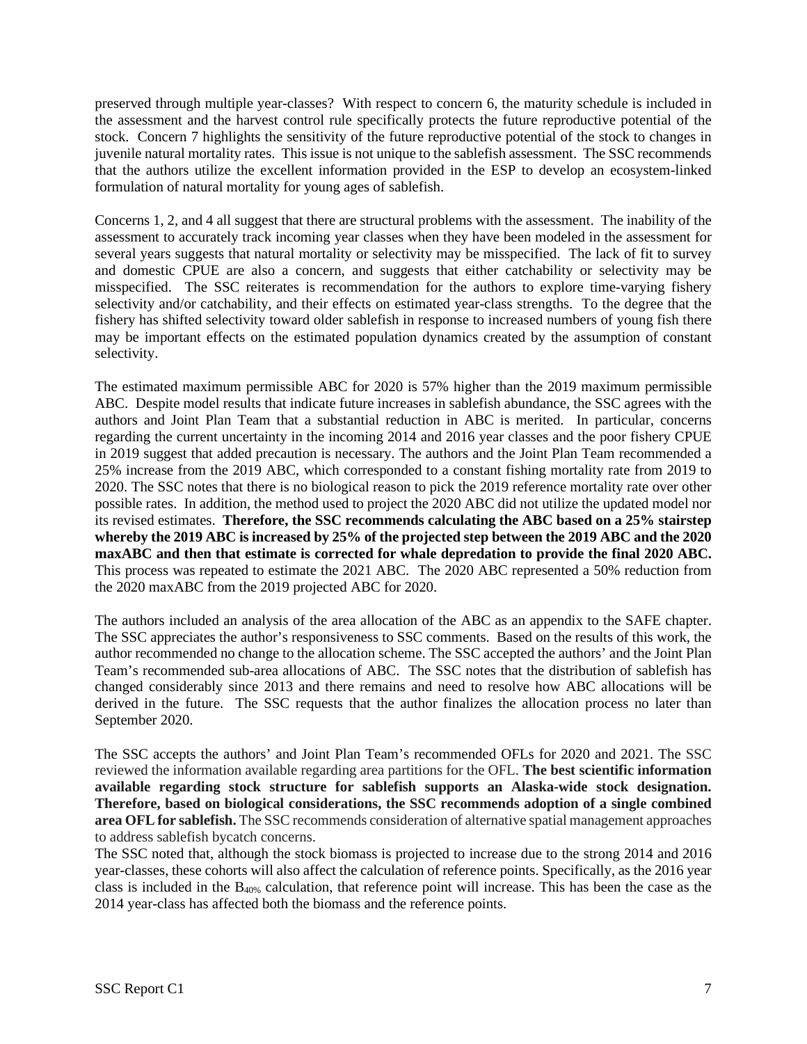preserved through multiple year-classes? With respect to concern 6, the maturity schedule is included in the assessment and the harvest control rule specifically protects the future reproductive potential of the stock. Concern 7 highlights the sensitivity of the future reproductive potential of the stock to changes in juvenile natural mortality rates. This issue is not unique to the sablefish assessment. The SSC recommends that the authors utilize the excellent information provided in the ESP to develop an ecosystem-linked formulation of natural mortality for young ages of sablefish.

Concerns 1, 2, and 4 all suggest that there are structural problems with the assessment. The inability of the assessment to accurately track incoming year classes when they have been modeled in the assessment for several years suggests that natural mortality or selectivity may be misspecified. The lack of fit to survey and domestic CPUE are also a concern, and suggests that either catchability or selectivity may be misspecified. The SSC reiterates is recommendation for the authors to explore time-varying fishery selectivity and/or catchability, and their effects on estimated year-class strengths. To the degree that the fishery has shifted selectivity toward older sablefish in response to increased numbers of young fish there may be important effects on the estimated population dynamics created by the assumption of constant selectivity.

The estimated maximum permissible ABC for 2020 is 57% higher than the 2019 maximum permissible ABC. Despite model results that indicate future increases in sablefish abundance, the SSC agrees with the authors and Joint Plan Team that a substantial reduction in ABC is merited. In particular, concerns regarding the current uncertainty in the incoming 2014 and 2016 year classes and the poor fishery CPUE in 2019 suggest that added precaution is necessary. The authors and the Joint Plan Team recommended a 25% increase from the 2019 ABC, which corresponded to a constant fishing mortality rate from 2019 to 2020. The SSC notes that there is no biological reason to pick the 2019 reference mortality rate over other possible rates. In addition, the method used to project the 2020 ABC did not utilize the updated model nor its revised estimates. **Therefore, the SSC recommends calculating the ABC based on a 25% stairstep whereby the 2019 ABC is increased by 25% of the projected step between the 2019 ABC and the 2020 maxABC and then that estimate is corrected for whale depredation to provide the final 2020 ABC.** This process was repeated to estimate the 2021 ABC. The 2020 ABC represented a 50% reduction from the 2020 maxABC from the 2019 projected ABC for 2020.

The authors included an analysis of the area allocation of the ABC as an appendix to the SAFE chapter. The SSC appreciates the author's responsiveness to SSC comments. Based on the results of this work, the author recommended no change to the allocation scheme. The SSC accepted the authors' and the Joint Plan Team's recommended sub-area allocations of ABC. The SSC notes that the distribution of sablefish has changed considerably since 2013 and there remains and need to resolve how ABC allocations will be derived in the future. The SSC requests that the author finalizes the allocation process no later than September 2020.

The SSC accepts the authors' and Joint Plan Team's recommended OFLs for 2020 and 2021. The SSC reviewed the information available regarding area partitions for the OFL. **The best scientific information available regarding stock structure for sablefish supports an Alaska-wide stock designation. Therefore, based on biological considerations, the SSC recommends adoption of a single combined area OFL for sablefish.** The SSC recommends consideration of alternative spatial management approaches to address sablefish bycatch concerns.

The SSC noted that, although the stock biomass is projected to increase due to the strong 2014 and 2016 year-classes, these cohorts will also affect the calculation of reference points. Specifically, as the 2016 year class is included in the $B_{40\%}$ calculation, that reference point will increase. This has been the case as the 2014 year-class has affected both the biomass and the reference points.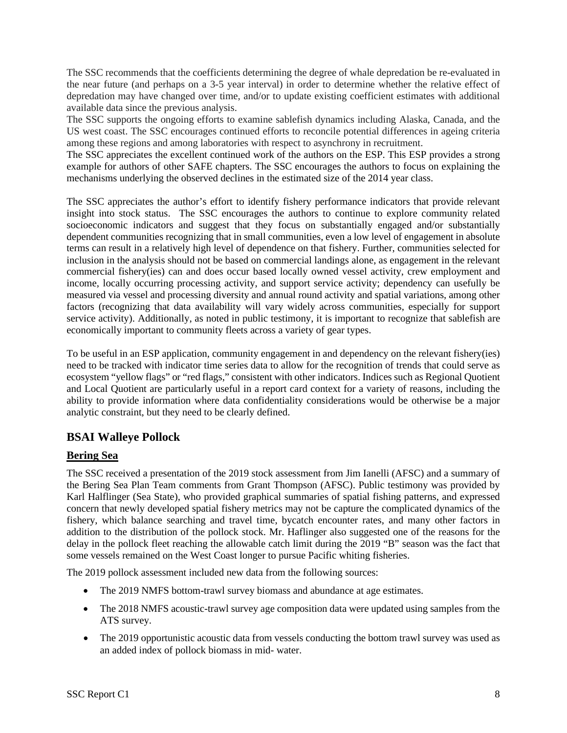The SSC recommends that the coefficients determining the degree of whale depredation be re-evaluated in the near future (and perhaps on a 3-5 year interval) in order to determine whether the relative effect of depredation may have changed over time, and/or to update existing coefficient estimates with additional available data since the previous analysis.

The SSC supports the ongoing efforts to examine sablefish dynamics including Alaska, Canada, and the US west coast. The SSC encourages continued efforts to reconcile potential differences in ageing criteria among these regions and among laboratories with respect to asynchrony in recruitment.

The SSC appreciates the excellent continued work of the authors on the ESP. This ESP provides a strong example for authors of other SAFE chapters. The SSC encourages the authors to focus on explaining the mechanisms underlying the observed declines in the estimated size of the 2014 year class.

The SSC appreciates the author's effort to identify fishery performance indicators that provide relevant insight into stock status. The SSC encourages the authors to continue to explore community related socioeconomic indicators and suggest that they focus on substantially engaged and/or substantially dependent communities recognizing that in small communities, even a low level of engagement in absolute terms can result in a relatively high level of dependence on that fishery. Further, communities selected for inclusion in the analysis should not be based on commercial landings alone, as engagement in the relevant commercial fishery(ies) can and does occur based locally owned vessel activity, crew employment and income, locally occurring processing activity, and support service activity; dependency can usefully be measured via vessel and processing diversity and annual round activity and spatial variations, among other factors (recognizing that data availability will vary widely across communities, especially for support service activity). Additionally, as noted in public testimony, it is important to recognize that sablefish are economically important to community fleets across a variety of gear types.

To be useful in an ESP application, community engagement in and dependency on the relevant fishery(ies) need to be tracked with indicator time series data to allow for the recognition of trends that could serve as ecosystem "yellow flags" or "red flags," consistent with other indicators. Indices such as Regional Quotient and Local Quotient are particularly useful in a report card context for a variety of reasons, including the ability to provide information where data confidentiality considerations would be otherwise be a major analytic constraint, but they need to be clearly defined.

## BSAI Walleye Pollock

### Bering Sea

The SSC received a presentation of the 2019 stock assessment from Jim Ianelli (AFSC) and a summary of the Bering Sea Plan Team comments from Grant Thompson (AFSC). Public testimony was provided by Karl Halflinger (Sea State), who provided graphical summaries of spatial fishing patterns, and expressed concern that newly developed spatial fishery metrics may not be capture the complicated dynamics of the fishery, which balance searching and travel time, bycatch encounter rates, and many other factors in addition to the distribution of the pollock stock. Mr. Haflinger also suggested one of the reasons for the delay in the pollock fleet reaching the allowable catch limit during the 2019 "B" season was the fact that some vessels remained on the West Coast longer to pursue Pacific whiting fisheries.

The 2019 pollock assessment included new data from the following sources:

- The 2019 NMFS bottom-trawl survey biomass and abundance at age estimates.
- The 2018 NMFS acoustic-trawl survey age composition data were updated using samples from the ATS survey.
- The 2019 opportunistic acoustic data from vessels conducting the bottom trawl survey was used as an added index of pollock biomass in mid- water.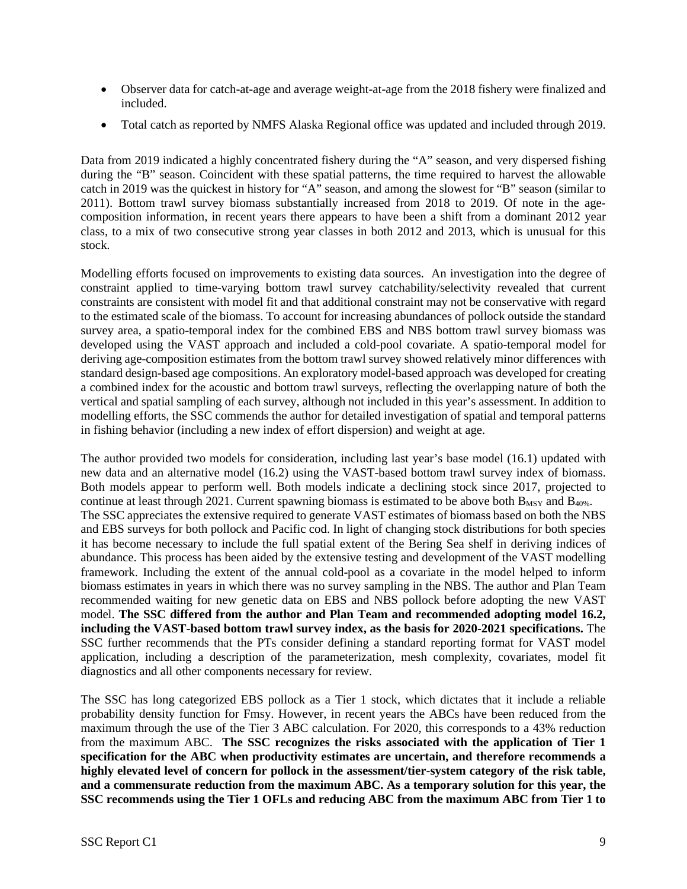- Observer data for catch-at-age and average weight-at-age from the 2018 fishery were finalized and included.
- Total catch as reported by NMFS Alaska Regional office was updated and included through 2019.

Data from 2019 indicated a highly concentrated fishery during the "A" season, and very dispersed fishing during the "B" season. Coincident with these spatial patterns, the time required to harvest the allowable catch in 2019 was the quickest in history for "A" season, and among the slowest for "B" season (similar to 2011). Bottom trawl survey biomass substantially increased from 2018 to 2019. Of note in the age-composition information, in recent years there appears to have been a shift from a dominant 2012 year class, to a mix of two consecutive strong year classes in both 2012 and 2013, which is unusual for this stock.

Modelling efforts focused on improvements to existing data sources. An investigation into the degree of constraint applied to time-varying bottom trawl survey catchability/selectivity revealed that current constraints are consistent with model fit and that additional constraint may not be conservative with regard to the estimated scale of the biomass. To account for increasing abundances of pollock outside the standard survey area, a spatio-temporal index for the combined EBS and NBS bottom trawl survey biomass was developed using the VAST approach and included a cold-pool covariate. A spatio-temporal model for deriving age-composition estimates from the bottom trawl survey showed relatively minor differences with standard design-based age compositions. An exploratory model-based approach was developed for creating a combined index for the acoustic and bottom trawl surveys, reflecting the overlapping nature of both the vertical and spatial sampling of each survey, although not included in this year's assessment. In addition to modelling efforts, the SSC commends the author for detailed investigation of spatial and temporal patterns in fishing behavior (including a new index of effort dispersion) and weight at age.

The author provided two models for consideration, including last year's base model (16.1) updated with new data and an alternative model (16.2) using the VAST-based bottom trawl survey index of biomass. Both models appear to perform well. Both models indicate a declining stock since 2017, projected to continue at least through 2021. Current spawning biomass is estimated to be above both $B_{MSY}$ and $B_{40\%}$.
The SSC appreciates the extensive required to generate VAST estimates of biomass based on both the NBS and EBS surveys for both pollock and Pacific cod. In light of changing stock distributions for both species it has become necessary to include the full spatial extent of the Bering Sea shelf in deriving indices of abundance. This process has been aided by the extensive testing and development of the VAST modelling framework. Including the extent of the annual cold-pool as a covariate in the model helped to inform biomass estimates in years in which there was no survey sampling in the NBS. The author and Plan Team recommended waiting for new genetic data on EBS and NBS pollock before adopting the new VAST model. **The SSC differed from the author and Plan Team and recommended adopting model 16.2, including the VAST-based bottom trawl survey index, as the basis for 2020-2021 specifications.** The SSC further recommends that the PTs consider defining a standard reporting format for VAST model application, including a description of the parameterization, mesh complexity, covariates, model fit diagnostics and all other components necessary for review.

The SSC has long categorized EBS pollock as a Tier 1 stock, which dictates that it include a reliable probability density function for Fmsy. However, in recent years the ABCs have been reduced from the maximum through the use of the Tier 3 ABC calculation. For 2020, this corresponds to a 43% reduction from the maximum ABC. **The SSC recognizes the risks associated with the application of Tier 1 specification for the ABC when productivity estimates are uncertain, and therefore recommends a highly elevated level of concern for pollock in the assessment/tier-system category of the risk table, and a commensurate reduction from the maximum ABC. As a temporary solution for this year, the SSC recommends using the Tier 1 OFLs and reducing ABC from the maximum ABC from Tier 1 to**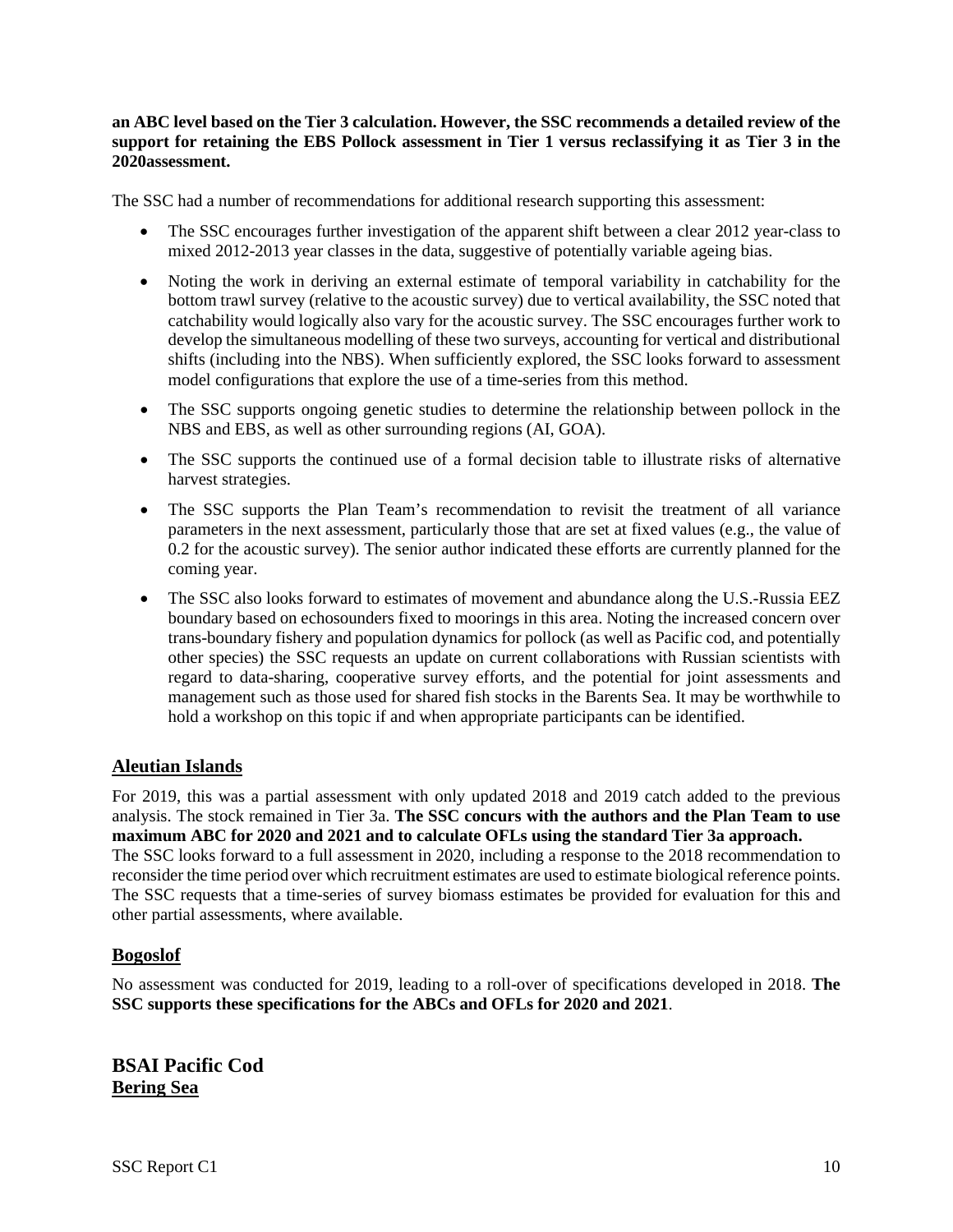**an ABC level based on the Tier 3 calculation. However, the SSC recommends a detailed review of the support for retaining the EBS Pollock assessment in Tier 1 versus reclassifying it as Tier 3 in the 2020assessment.**

The SSC had a number of recommendations for additional research supporting this assessment:

- The SSC encourages further investigation of the apparent shift between a clear 2012 year-class to mixed 2012-2013 year classes in the data, suggestive of potentially variable ageing bias.
- Noting the work in deriving an external estimate of temporal variability in catchability for the bottom trawl survey (relative to the acoustic survey) due to vertical availability, the SSC noted that catchability would logically also vary for the acoustic survey. The SSC encourages further work to develop the simultaneous modelling of these two surveys, accounting for vertical and distributional shifts (including into the NBS). When sufficiently explored, the SSC looks forward to assessment model configurations that explore the use of a time-series from this method.
- The SSC supports ongoing genetic studies to determine the relationship between pollock in the NBS and EBS, as well as other surrounding regions (AI, GOA).
- The SSC supports the continued use of a formal decision table to illustrate risks of alternative harvest strategies.
- The SSC supports the Plan Team's recommendation to revisit the treatment of all variance parameters in the next assessment, particularly those that are set at fixed values (e.g., the value of 0.2 for the acoustic survey). The senior author indicated these efforts are currently planned for the coming year.
- The SSC also looks forward to estimates of movement and abundance along the U.S.-Russia EEZ boundary based on echosounders fixed to moorings in this area. Noting the increased concern over trans-boundary fishery and population dynamics for pollock (as well as Pacific cod, and potentially other species) the SSC requests an update on current collaborations with Russian scientists with regard to data-sharing, cooperative survey efforts, and the potential for joint assessments and management such as those used for shared fish stocks in the Barents Sea. It may be worthwhile to hold a workshop on this topic if and when appropriate participants can be identified.

### Aleutian Islands

For 2019, this was a partial assessment with only updated 2018 and 2019 catch added to the previous analysis. The stock remained in Tier 3a. **The SSC concurs with the authors and the Plan Team to use maximum ABC for 2020 and 2021 and to calculate OFLs using the standard Tier 3a approach.** The SSC looks forward to a full assessment in 2020, including a response to the 2018 recommendation to reconsider the time period over which recruitment estimates are used to estimate biological reference points. The SSC requests that a time-series of survey biomass estimates be provided for evaluation for this and other partial assessments, where available.

### Bogoslof

No assessment was conducted for 2019, leading to a roll-over of specifications developed in 2018. **The SSC supports these specifications for the ABCs and OFLs for 2020 and 2021**.

## BSAI Pacific Cod

### Bering Sea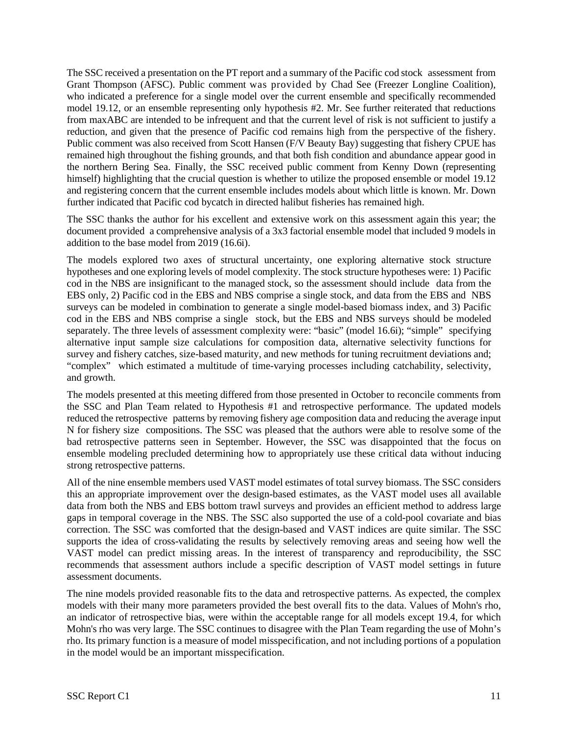The SSC received a presentation on the PT report and a summary of the Pacific cod stock assessment from Grant Thompson (AFSC). Public comment was provided by Chad See (Freezer Longline Coalition), who indicated a preference for a single model over the current ensemble and specifically recommended model 19.12, or an ensemble representing only hypothesis #2. Mr. See further reiterated that reductions from maxABC are intended to be infrequent and that the current level of risk is not sufficient to justify a reduction, and given that the presence of Pacific cod remains high from the perspective of the fishery. Public comment was also received from Scott Hansen (F/V Beauty Bay) suggesting that fishery CPUE has remained high throughout the fishing grounds, and that both fish condition and abundance appear good in the northern Bering Sea. Finally, the SSC received public comment from Kenny Down (representing himself) highlighting that the crucial question is whether to utilize the proposed ensemble or model 19.12 and registering concern that the current ensemble includes models about which little is known. Mr. Down further indicated that Pacific cod bycatch in directed halibut fisheries has remained high.

The SSC thanks the author for his excellent and extensive work on this assessment again this year; the document provided a comprehensive analysis of a 3x3 factorial ensemble model that included 9 models in addition to the base model from 2019 (16.6i).

The models explored two axes of structural uncertainty, one exploring alternative stock structure hypotheses and one exploring levels of model complexity. The stock structure hypotheses were: 1) Pacific cod in the NBS are insignificant to the managed stock, so the assessment should include data from the EBS only, 2) Pacific cod in the EBS and NBS comprise a single stock, and data from the EBS and NBS surveys can be modeled in combination to generate a single model-based biomass index, and 3) Pacific cod in the EBS and NBS comprise a single stock, but the EBS and NBS surveys should be modeled separately. The three levels of assessment complexity were: "basic" (model 16.6i); "simple" specifying alternative input sample size calculations for composition data, alternative selectivity functions for survey and fishery catches, size-based maturity, and new methods for tuning recruitment deviations and; "complex" which estimated a multitude of time-varying processes including catchability, selectivity, and growth.

The models presented at this meeting differed from those presented in October to reconcile comments from the SSC and Plan Team related to Hypothesis #1 and retrospective performance. The updated models reduced the retrospective patterns by removing fishery age composition data and reducing the average input N for fishery size compositions. The SSC was pleased that the authors were able to resolve some of the bad retrospective patterns seen in September. However, the SSC was disappointed that the focus on ensemble modeling precluded determining how to appropriately use these critical data without inducing strong retrospective patterns.

All of the nine ensemble members used VAST model estimates of total survey biomass. The SSC considers this an appropriate improvement over the design-based estimates, as the VAST model uses all available data from both the NBS and EBS bottom trawl surveys and provides an efficient method to address large gaps in temporal coverage in the NBS. The SSC also supported the use of a cold-pool covariate and bias correction. The SSC was comforted that the design-based and VAST indices are quite similar. The SSC supports the idea of cross-validating the results by selectively removing areas and seeing how well the VAST model can predict missing areas. In the interest of transparency and reproducibility, the SSC recommends that assessment authors include a specific description of VAST model settings in future assessment documents.

The nine models provided reasonable fits to the data and retrospective patterns. As expected, the complex models with their many more parameters provided the best overall fits to the data. Values of Mohn's rho, an indicator of retrospective bias, were within the acceptable range for all models except 19.4, for which Mohn's rho was very large. The SSC continues to disagree with the Plan Team regarding the use of Mohn's rho. Its primary function is a measure of model misspecification, and not including portions of a population in the model would be an important misspecification.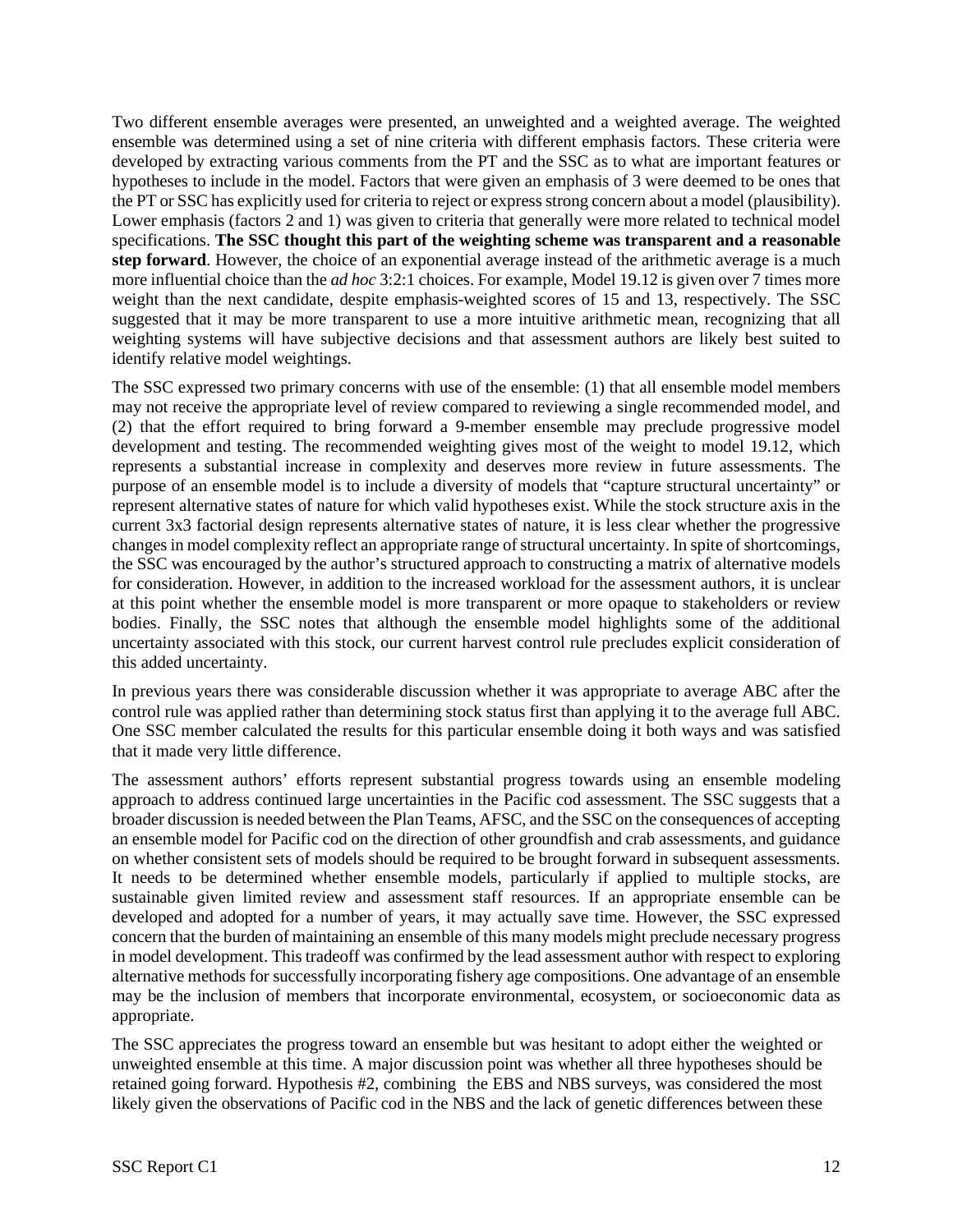Two different ensemble averages were presented, an unweighted and a weighted average. The weighted ensemble was determined using a set of nine criteria with different emphasis factors. These criteria were developed by extracting various comments from the PT and the SSC as to what are important features or hypotheses to include in the model. Factors that were given an emphasis of 3 were deemed to be ones that the PT or SSC has explicitly used for criteria to reject or express strong concern about a model (plausibility). Lower emphasis (factors 2 and 1) was given to criteria that generally were more related to technical model specifications. **The SSC thought this part of the weighting scheme was transparent and a reasonable step forward**. However, the choice of an exponential average instead of the arithmetic average is a much more influential choice than the *ad hoc* 3:2:1 choices. For example, Model 19.12 is given over 7 times more weight than the next candidate, despite emphasis-weighted scores of 15 and 13, respectively. The SSC suggested that it may be more transparent to use a more intuitive arithmetic mean, recognizing that all weighting systems will have subjective decisions and that assessment authors are likely best suited to identify relative model weightings.

The SSC expressed two primary concerns with use of the ensemble: (1) that all ensemble model members may not receive the appropriate level of review compared to reviewing a single recommended model, and (2) that the effort required to bring forward a 9-member ensemble may preclude progressive model development and testing. The recommended weighting gives most of the weight to model 19.12, which represents a substantial increase in complexity and deserves more review in future assessments. The purpose of an ensemble model is to include a diversity of models that "capture structural uncertainty" or represent alternative states of nature for which valid hypotheses exist. While the stock structure axis in the current 3x3 factorial design represents alternative states of nature, it is less clear whether the progressive changes in model complexity reflect an appropriate range of structural uncertainty. In spite of shortcomings, the SSC was encouraged by the author's structured approach to constructing a matrix of alternative models for consideration. However, in addition to the increased workload for the assessment authors, it is unclear at this point whether the ensemble model is more transparent or more opaque to stakeholders or review bodies. Finally, the SSC notes that although the ensemble model highlights some of the additional uncertainty associated with this stock, our current harvest control rule precludes explicit consideration of this added uncertainty.

In previous years there was considerable discussion whether it was appropriate to average ABC after the control rule was applied rather than determining stock status first than applying it to the average full ABC. One SSC member calculated the results for this particular ensemble doing it both ways and was satisfied that it made very little difference.

The assessment authors' efforts represent substantial progress towards using an ensemble modeling approach to address continued large uncertainties in the Pacific cod assessment. The SSC suggests that a broader discussion is needed between the Plan Teams, AFSC, and the SSC on the consequences of accepting an ensemble model for Pacific cod on the direction of other groundfish and crab assessments, and guidance on whether consistent sets of models should be required to be brought forward in subsequent assessments. It needs to be determined whether ensemble models, particularly if applied to multiple stocks, are sustainable given limited review and assessment staff resources. If an appropriate ensemble can be developed and adopted for a number of years, it may actually save time. However, the SSC expressed concern that the burden of maintaining an ensemble of this many models might preclude necessary progress in model development. This tradeoff was confirmed by the lead assessment author with respect to exploring alternative methods for successfully incorporating fishery age compositions. One advantage of an ensemble may be the inclusion of members that incorporate environmental, ecosystem, or socioeconomic data as appropriate.

The SSC appreciates the progress toward an ensemble but was hesitant to adopt either the weighted or unweighted ensemble at this time. A major discussion point was whether all three hypotheses should be retained going forward. Hypothesis #2, combining the EBS and NBS surveys, was considered the most likely given the observations of Pacific cod in the NBS and the lack of genetic differences between these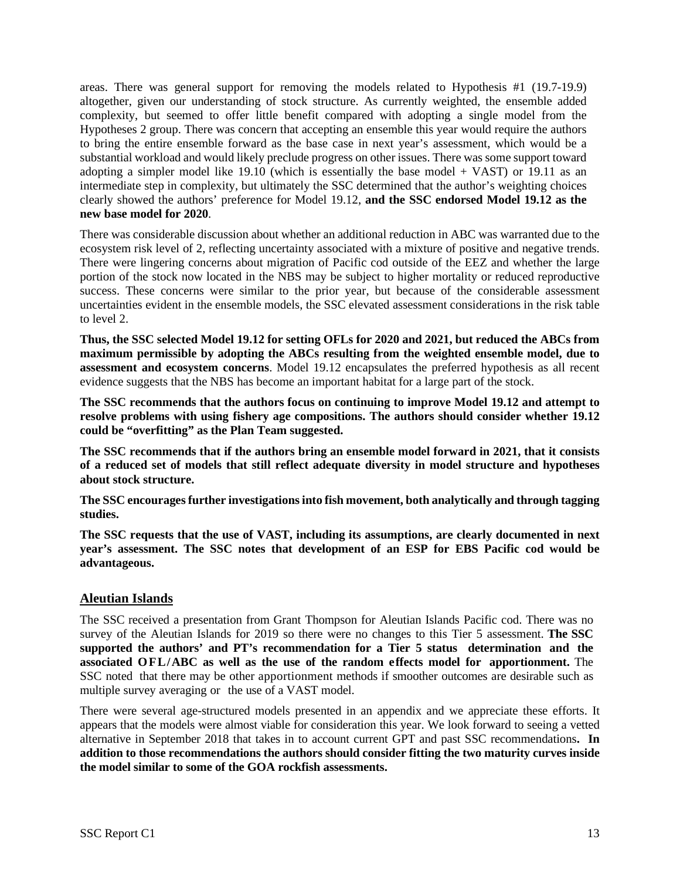areas. There was general support for removing the models related to Hypothesis #1 (19.7-19.9) altogether, given our understanding of stock structure. As currently weighted, the ensemble added complexity, but seemed to offer little benefit compared with adopting a single model from the Hypotheses 2 group. There was concern that accepting an ensemble this year would require the authors to bring the entire ensemble forward as the base case in next year's assessment, which would be a substantial workload and would likely preclude progress on other issues. There was some support toward adopting a simpler model like 19.10 (which is essentially the base model + VAST) or 19.11 as an intermediate step in complexity, but ultimately the SSC determined that the author's weighting choices clearly showed the authors' preference for Model 19.12, **and the SSC endorsed Model 19.12 as the new base model for 2020**.

There was considerable discussion about whether an additional reduction in ABC was warranted due to the ecosystem risk level of 2, reflecting uncertainty associated with a mixture of positive and negative trends. There were lingering concerns about migration of Pacific cod outside of the EEZ and whether the large portion of the stock now located in the NBS may be subject to higher mortality or reduced reproductive success. These concerns were similar to the prior year, but because of the considerable assessment uncertainties evident in the ensemble models, the SSC elevated assessment considerations in the risk table to level 2.

**Thus, the SSC selected Model 19.12 for setting OFLs for 2020 and 2021, but reduced the ABCs from maximum permissible by adopting the ABCs resulting from the weighted ensemble model, due to assessment and ecosystem concerns**. Model 19.12 encapsulates the preferred hypothesis as all recent evidence suggests that the NBS has become an important habitat for a large part of the stock.

**The SSC recommends that the authors focus on continuing to improve Model 19.12 and attempt to resolve problems with using fishery age compositions. The authors should consider whether 19.12 could be "overfitting" as the Plan Team suggested.**

**The SSC recommends that if the authors bring an ensemble model forward in 2021, that it consists of a reduced set of models that still reflect adequate diversity in model structure and hypotheses about stock structure.**

**The SSC encourages further investigations into fish movement, both analytically and through tagging studies.**

**The SSC requests that the use of VAST, including its assumptions, are clearly documented in next year's assessment. The SSC notes that development of an ESP for EBS Pacific cod would be advantageous.**

## Aleutian Islands

The SSC received a presentation from Grant Thompson for Aleutian Islands Pacific cod. There was no survey of the Aleutian Islands for 2019 so there were no changes to this Tier 5 assessment. **The SSC supported the authors' and PT's recommendation for a Tier 5 status determination and the associated OFL/ABC as well as the use of the random effects model for apportionment.** The SSC noted that there may be other apportionment methods if smoother outcomes are desirable such as multiple survey averaging or the use of a VAST model.

There were several age-structured models presented in an appendix and we appreciate these efforts. It appears that the models were almost viable for consideration this year. We look forward to seeing a vetted alternative in September 2018 that takes in to account current GPT and past SSC recommendations**. In addition to those recommendations the authors should consider fitting the two maturity curves inside the model similar to some of the GOA rockfish assessments.**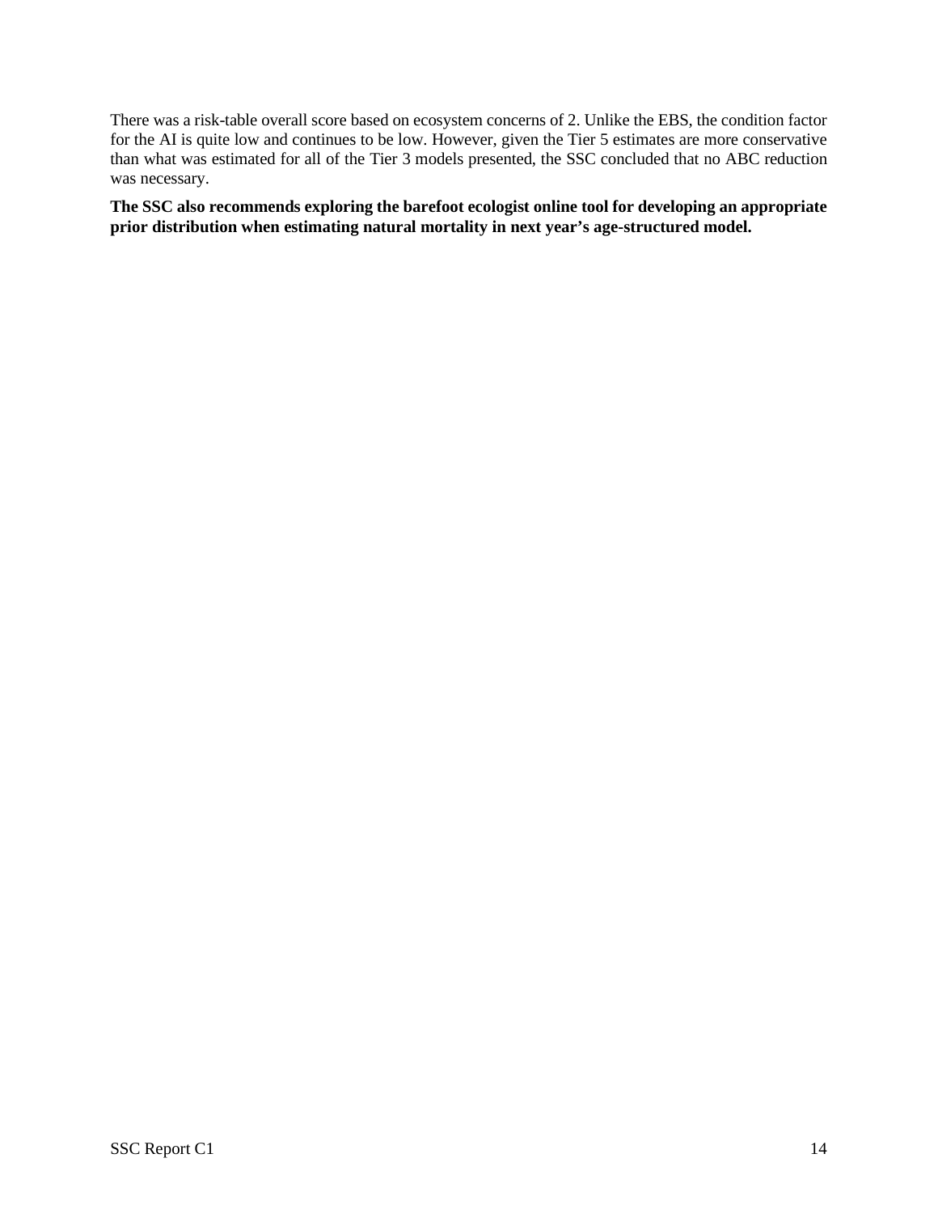There was a risk-table overall score based on ecosystem concerns of 2. Unlike the EBS, the condition factor for the AI is quite low and continues to be low. However, given the Tier 5 estimates are more conservative than what was estimated for all of the Tier 3 models presented, the SSC concluded that no ABC reduction was necessary.

**The SSC also recommends exploring the barefoot ecologist online tool for developing an appropriate prior distribution when estimating natural mortality in next year's age-structured model.**